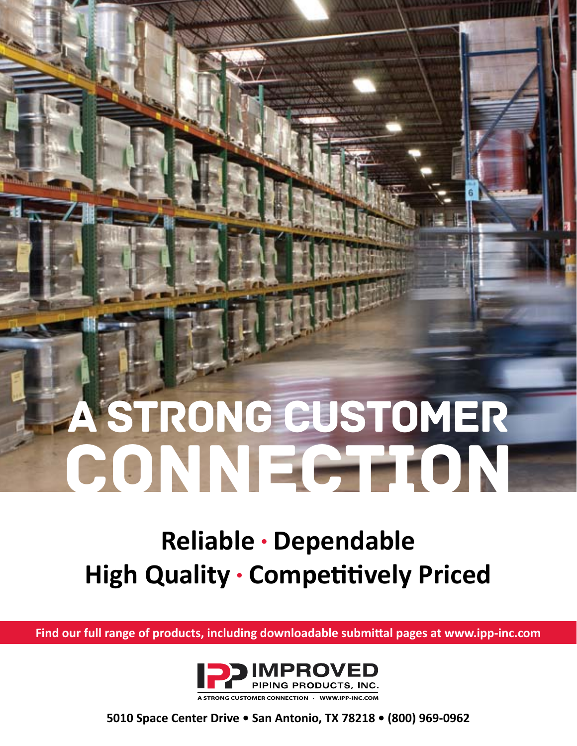# A STRONG CUSTOMER CONNECTION

## Reliable · Dependable
## High Quality · Competitively Priced

**Find our full range of products, including downloadable submittal pages at www.ipp-inc.com**

IPP IMPROVED PIPING PRODUCTS, INC.

A STRONG CUSTOMER CONNECTION · WWW.IPP-INC.COM

**5010 Space Center Drive • San Antonio, TX 78218 • (800) 969-0962**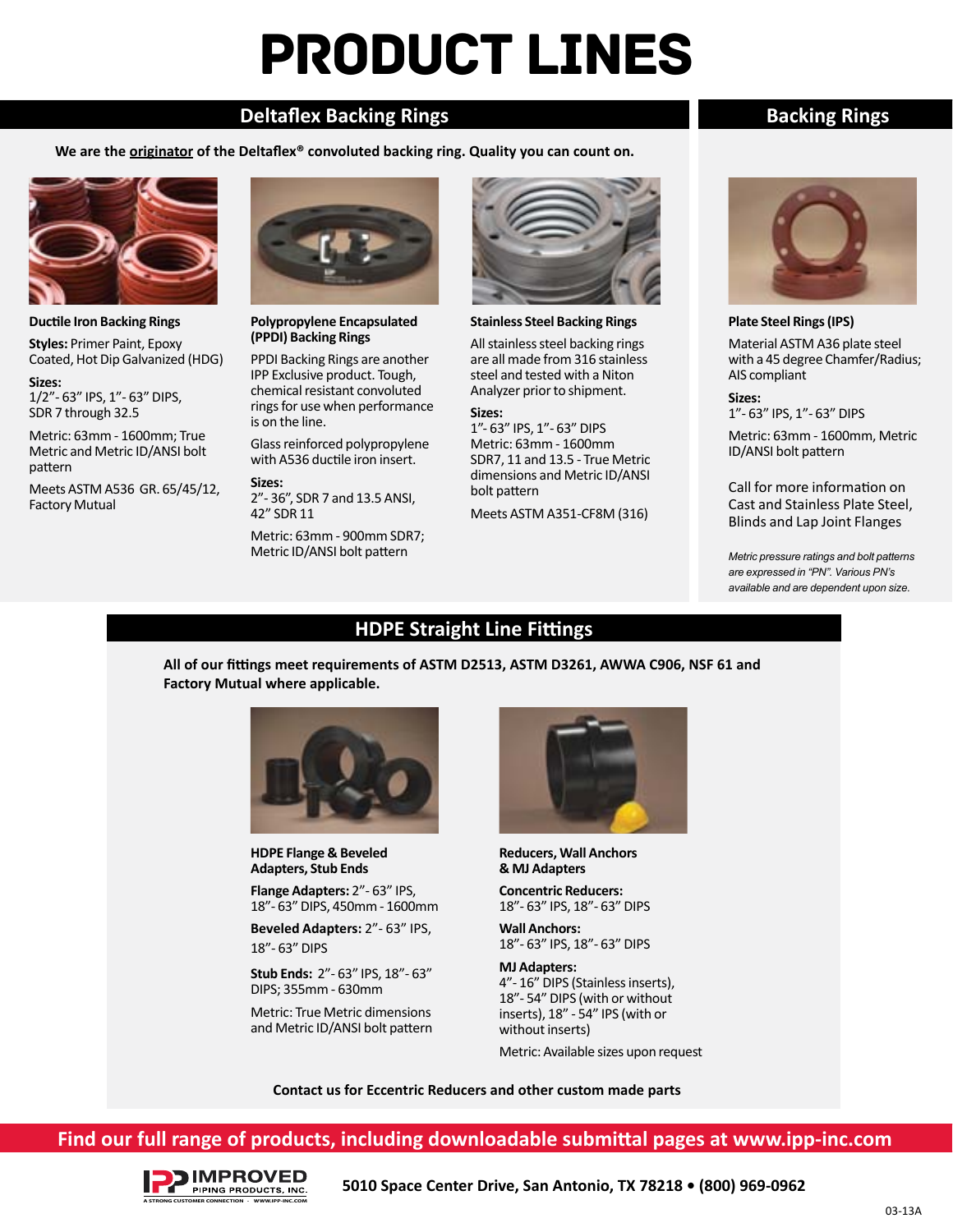# PRODUCT LINES

## Deltaflex Backing Rings

**We are the originator of the Deltaflex® convoluted backing ring. Quality you can count on.**

### Ductile Iron Backing Rings

**Styles:** Primer Paint, Epoxy Coated, Hot Dip Galvanized (HDG)

**Sizes:**
1/2”- 63” IPS, 1”- 63” DIPS, SDR 7 through 32.5

Metric: 63mm - 1600mm; True Metric and Metric ID/ANSI bolt pattern

Meets ASTM A536 GR. 65/45/12, Factory Mutual

### Polypropylene Encapsulated (PPDI) Backing Rings

PPDI Backing Rings are another IPP Exclusive product. Tough, chemical resistant convoluted rings for use when performance is on the line.

Glass reinforced polypropylene with A536 ductile iron insert.

**Sizes:**
2”- 36”, SDR 7 and 13.5 ANSI, 42” SDR 11

Metric: 63mm - 900mm SDR7; Metric ID/ANSI bolt pattern

### Stainless Steel Backing Rings

All stainless steel backing rings are all made from 316 stainless steel and tested with a Niton Analyzer prior to shipment.

**Sizes:**
1”- 63” IPS, 1”- 63” DIPS
Metric: 63mm - 1600mm
SDR7, 11 and 13.5 - True Metric dimensions and Metric ID/ANSI bolt pattern

Meets ASTM A351-CF8M (316)

## Backing Rings

### Plate Steel Rings (IPS)

Material ASTM A36 plate steel with a 45 degree Chamfer/Radius; AIS compliant

**Sizes:**
1”- 63” IPS, 1”- 63” DIPS

Metric: 63mm - 1600mm, Metric ID/ANSI bolt pattern

Call for more information on Cast and Stainless Plate Steel, Blinds and Lap Joint Flanges

*Metric pressure ratings and bolt patterns are expressed in “PN”. Various PN’s available and are dependent upon size.*

## HDPE Straight Line Fittings

**All of our fittings meet requirements of ASTM D2513, ASTM D3261, AWWA C906, NSF 61 and Factory Mutual where applicable.**

### HDPE Flange & Beveled Adapters, Stub Ends

**Flange Adapters:** 2”- 63” IPS, 18”- 63” DIPS, 450mm - 1600mm

**Beveled Adapters:** 2”- 63” IPS, 18”- 63” DIPS

**Stub Ends:** 2”- 63” IPS, 18”- 63” DIPS; 355mm - 630mm

Metric: True Metric dimensions and Metric ID/ANSI bolt pattern

### Reducers, Wall Anchors & MJ Adapters

**Concentric Reducers:**
18”- 63” IPS, 18”- 63” DIPS

**Wall Anchors:**
18”- 63” IPS, 18”- 63” DIPS

**MJ Adapters:**
4”- 16” DIPS (Stainless inserts), 18”- 54” DIPS (with or without inserts), 18” - 54” IPS (with or without inserts)

Metric: Available sizes upon request

**Contact us for Eccentric Reducers and other custom made parts**

**Find our full range of products, including downloadable submittal pages at www.ipp-inc.com**

IMPROVED PIPING PRODUCTS, INC. — A STRONG CUSTOMER CONNECTION - WWW.IPP-INC.COM

**5010 Space Center Drive, San Antonio, TX 78218 • (800) 969-0962**

03-13A